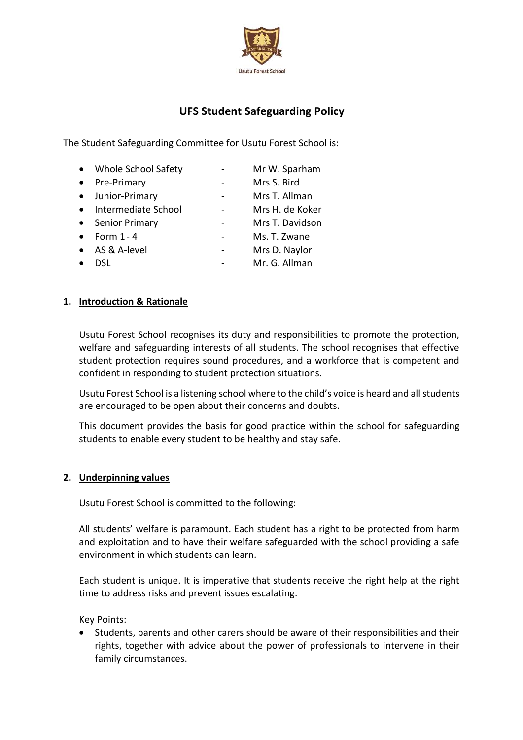Usutu Forest School

# UFS Student Safeguarding Policy

The Student Safeguarding Committee for Usutu Forest School is:

- Whole School Safety - Mr W. Sparham
- Pre-Primary - Mrs S. Bird
- Junior-Primary - Mrs T. Allman
- Intermediate School - Mrs H. de Koker
- Senior Primary - Mrs T. Davidson
- Form 1 - 4 - Ms. T. Zwane
- AS & A-level - Mrs D. Naylor
- DSL - Mr. G. Allman

## 1. Introduction & Rationale

Usutu Forest School recognises its duty and responsibilities to promote the protection, welfare and safeguarding interests of all students. The school recognises that effective student protection requires sound procedures, and a workforce that is competent and confident in responding to student protection situations.

Usutu Forest School is a listening school where to the child's voice is heard and all students are encouraged to be open about their concerns and doubts.

This document provides the basis for good practice within the school for safeguarding students to enable every student to be healthy and stay safe.

## 2. Underpinning values

Usutu Forest School is committed to the following:

All students' welfare is paramount. Each student has a right to be protected from harm and exploitation and to have their welfare safeguarded with the school providing a safe environment in which students can learn.

Each student is unique. It is imperative that students receive the right help at the right time to address risks and prevent issues escalating.

Key Points:

- Students, parents and other carers should be aware of their responsibilities and their rights, together with advice about the power of professionals to intervene in their family circumstances.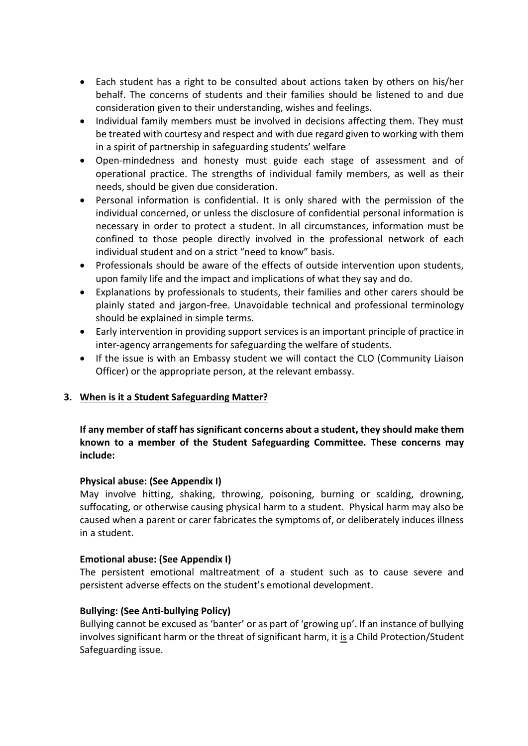- Each student has a right to be consulted about actions taken by others on his/her behalf. The concerns of students and their families should be listened to and due consideration given to their understanding, wishes and feelings.
- Individual family members must be involved in decisions affecting them. They must be treated with courtesy and respect and with due regard given to working with them in a spirit of partnership in safeguarding students' welfare
- Open-mindedness and honesty must guide each stage of assessment and of operational practice. The strengths of individual family members, as well as their needs, should be given due consideration.
- Personal information is confidential. It is only shared with the permission of the individual concerned, or unless the disclosure of confidential personal information is necessary in order to protect a student. In all circumstances, information must be confined to those people directly involved in the professional network of each individual student and on a strict "need to know" basis.
- Professionals should be aware of the effects of outside intervention upon students, upon family life and the impact and implications of what they say and do.
- Explanations by professionals to students, their families and other carers should be plainly stated and jargon-free. Unavoidable technical and professional terminology should be explained in simple terms.
- Early intervention in providing support services is an important principle of practice in inter-agency arrangements for safeguarding the welfare of students.
- If the issue is with an Embassy student we will contact the CLO (Community Liaison Officer) or the appropriate person, at the relevant embassy.

## 3. When is it a Student Safeguarding Matter?

**If any member of staff has significant concerns about a student, they should make them known to a member of the Student Safeguarding Committee. These concerns may include:**

**Physical abuse: (See Appendix I)**

May involve hitting, shaking, throwing, poisoning, burning or scalding, drowning, suffocating, or otherwise causing physical harm to a student. Physical harm may also be caused when a parent or carer fabricates the symptoms of, or deliberately induces illness in a student.

**Emotional abuse: (See Appendix I)**

The persistent emotional maltreatment of a student such as to cause severe and persistent adverse effects on the student's emotional development.

**Bullying: (See Anti-bullying Policy)**

Bullying cannot be excused as 'banter' or as part of 'growing up'. If an instance of bullying involves significant harm or the threat of significant harm, it is a Child Protection/Student Safeguarding issue.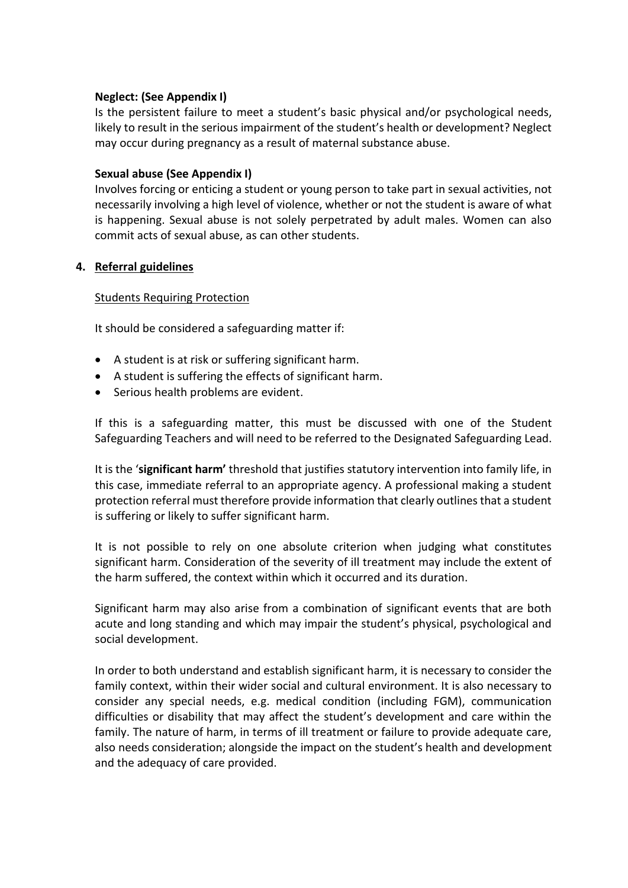**Neglect: (See Appendix I)**

Is the persistent failure to meet a student's basic physical and/or psychological needs, likely to result in the serious impairment of the student's health or development? Neglect may occur during pregnancy as a result of maternal substance abuse.

**Sexual abuse (See Appendix I)**

Involves forcing or enticing a student or young person to take part in sexual activities, not necessarily involving a high level of violence, whether or not the student is aware of what is happening. Sexual abuse is not solely perpetrated by adult males. Women can also commit acts of sexual abuse, as can other students.

## 4. Referral guidelines

Students Requiring Protection

It should be considered a safeguarding matter if:

- A student is at risk or suffering significant harm.
- A student is suffering the effects of significant harm.
- Serious health problems are evident.

If this is a safeguarding matter, this must be discussed with one of the Student Safeguarding Teachers and will need to be referred to the Designated Safeguarding Lead.

It is the '**significant harm'** threshold that justifies statutory intervention into family life, in this case, immediate referral to an appropriate agency. A professional making a student protection referral must therefore provide information that clearly outlines that a student is suffering or likely to suffer significant harm.

It is not possible to rely on one absolute criterion when judging what constitutes significant harm. Consideration of the severity of ill treatment may include the extent of the harm suffered, the context within which it occurred and its duration.

Significant harm may also arise from a combination of significant events that are both acute and long standing and which may impair the student's physical, psychological and social development.

In order to both understand and establish significant harm, it is necessary to consider the family context, within their wider social and cultural environment. It is also necessary to consider any special needs, e.g. medical condition (including FGM), communication difficulties or disability that may affect the student's development and care within the family. The nature of harm, in terms of ill treatment or failure to provide adequate care, also needs consideration; alongside the impact on the student's health and development and the adequacy of care provided.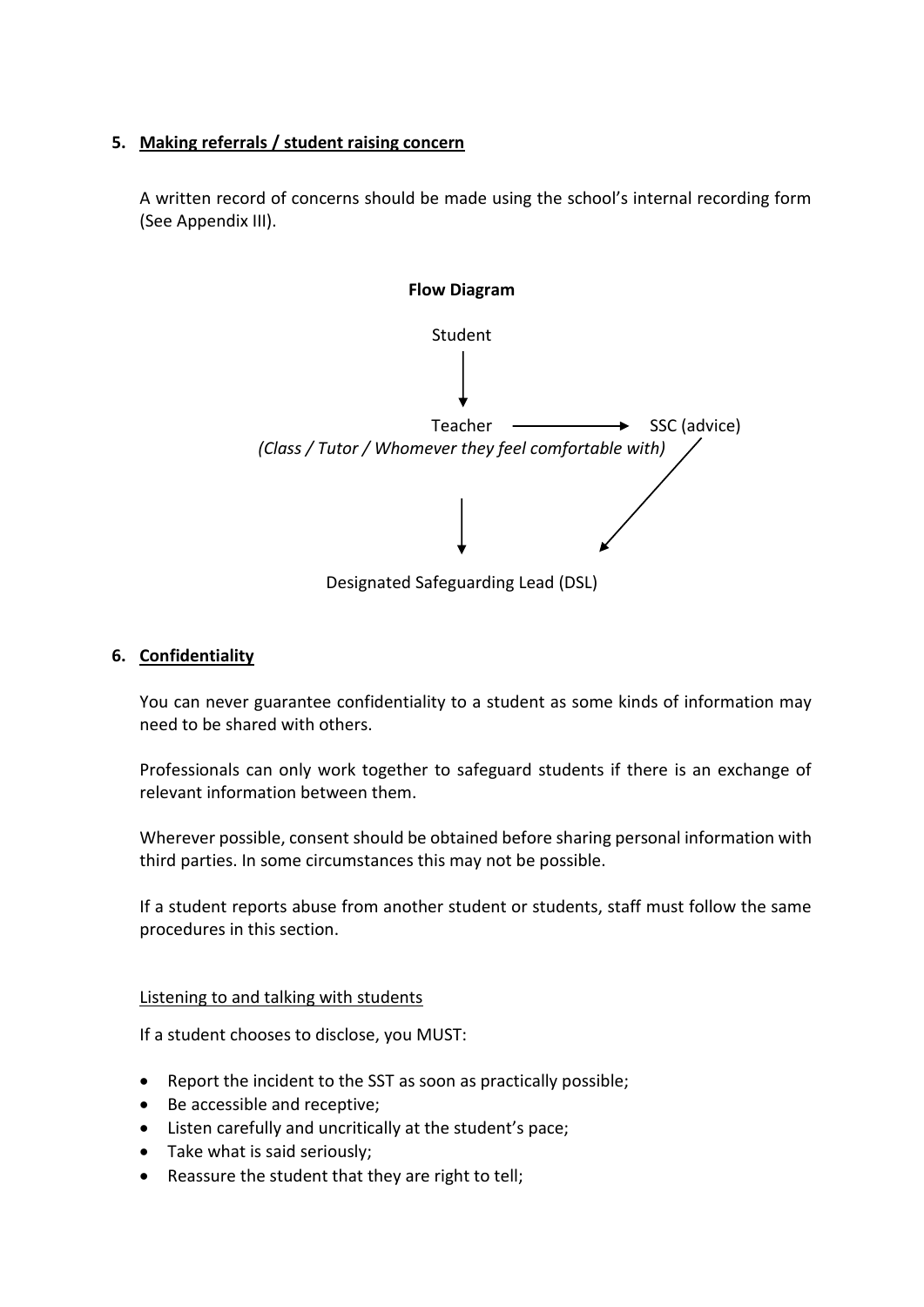## 5. Making referrals / student raising concern

A written record of concerns should be made using the school's internal recording form (See Appendix III).

**Flow Diagram**

Student

↓

Teacher ⟶ SSC (advice)

*(Class / Tutor / Whomever they feel comfortable with)*

↓ ↙

Designated Safeguarding Lead (DSL)

## 6. Confidentiality

You can never guarantee confidentiality to a student as some kinds of information may need to be shared with others.

Professionals can only work together to safeguard students if there is an exchange of relevant information between them.

Wherever possible, consent should be obtained before sharing personal information with third parties. In some circumstances this may not be possible.

If a student reports abuse from another student or students, staff must follow the same procedures in this section.

<u>Listening to and talking with students</u>

If a student chooses to disclose, you MUST:

- Report the incident to the SST as soon as practically possible;
- Be accessible and receptive;
- Listen carefully and uncritically at the student's pace;
- Take what is said seriously;
- Reassure the student that they are right to tell;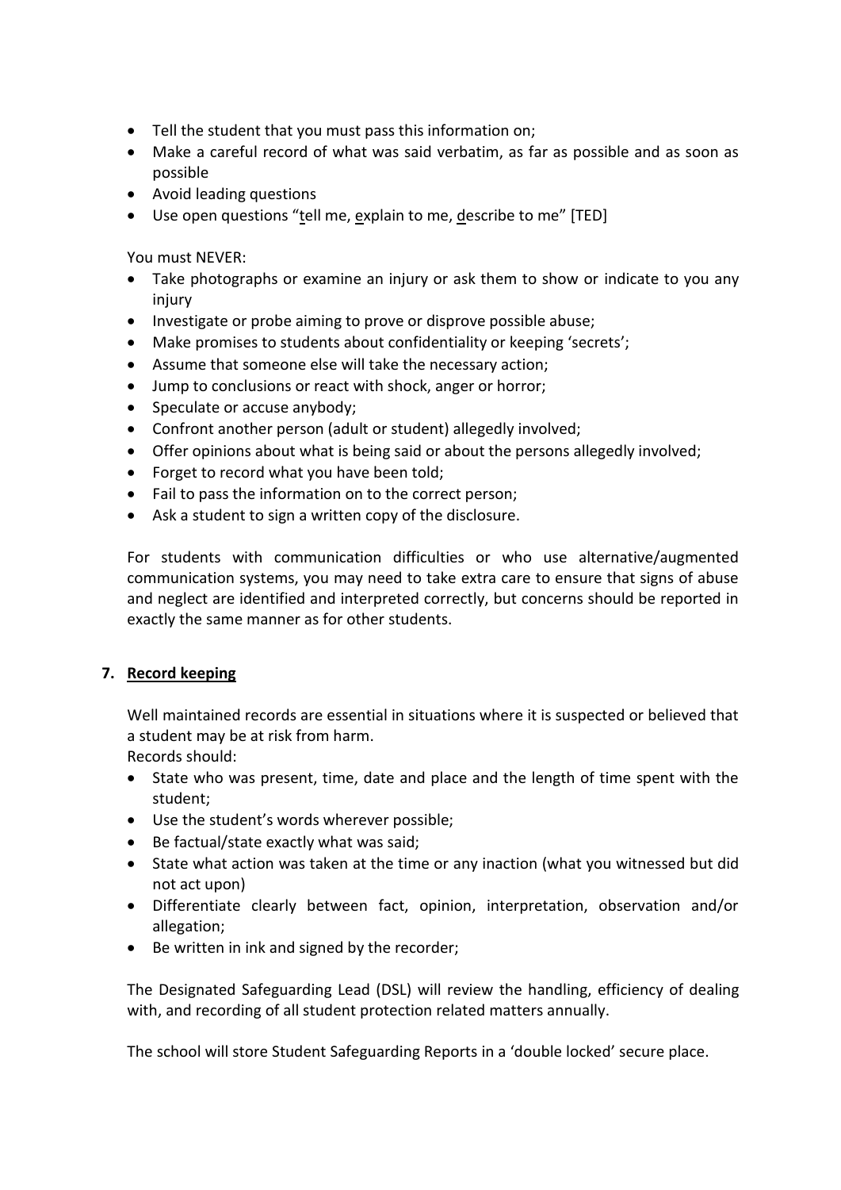- Tell the student that you must pass this information on;
- Make a careful record of what was said verbatim, as far as possible and as soon as possible
- Avoid leading questions
- Use open questions "tell me, explain to me, describe to me" [TED]

You must NEVER:

- Take photographs or examine an injury or ask them to show or indicate to you any injury
- Investigate or probe aiming to prove or disprove possible abuse;
- Make promises to students about confidentiality or keeping 'secrets';
- Assume that someone else will take the necessary action;
- Jump to conclusions or react with shock, anger or horror;
- Speculate or accuse anybody;
- Confront another person (adult or student) allegedly involved;
- Offer opinions about what is being said or about the persons allegedly involved;
- Forget to record what you have been told;
- Fail to pass the information on to the correct person;
- Ask a student to sign a written copy of the disclosure.

For students with communication difficulties or who use alternative/augmented communication systems, you may need to take extra care to ensure that signs of abuse and neglect are identified and interpreted correctly, but concerns should be reported in exactly the same manner as for other students.

## 7. Record keeping

Well maintained records are essential in situations where it is suspected or believed that a student may be at risk from harm.

Records should:

- State who was present, time, date and place and the length of time spent with the student;
- Use the student's words wherever possible;
- Be factual/state exactly what was said;
- State what action was taken at the time or any inaction (what you witnessed but did not act upon)
- Differentiate clearly between fact, opinion, interpretation, observation and/or allegation;
- Be written in ink and signed by the recorder;

The Designated Safeguarding Lead (DSL) will review the handling, efficiency of dealing with, and recording of all student protection related matters annually.

The school will store Student Safeguarding Reports in a 'double locked' secure place.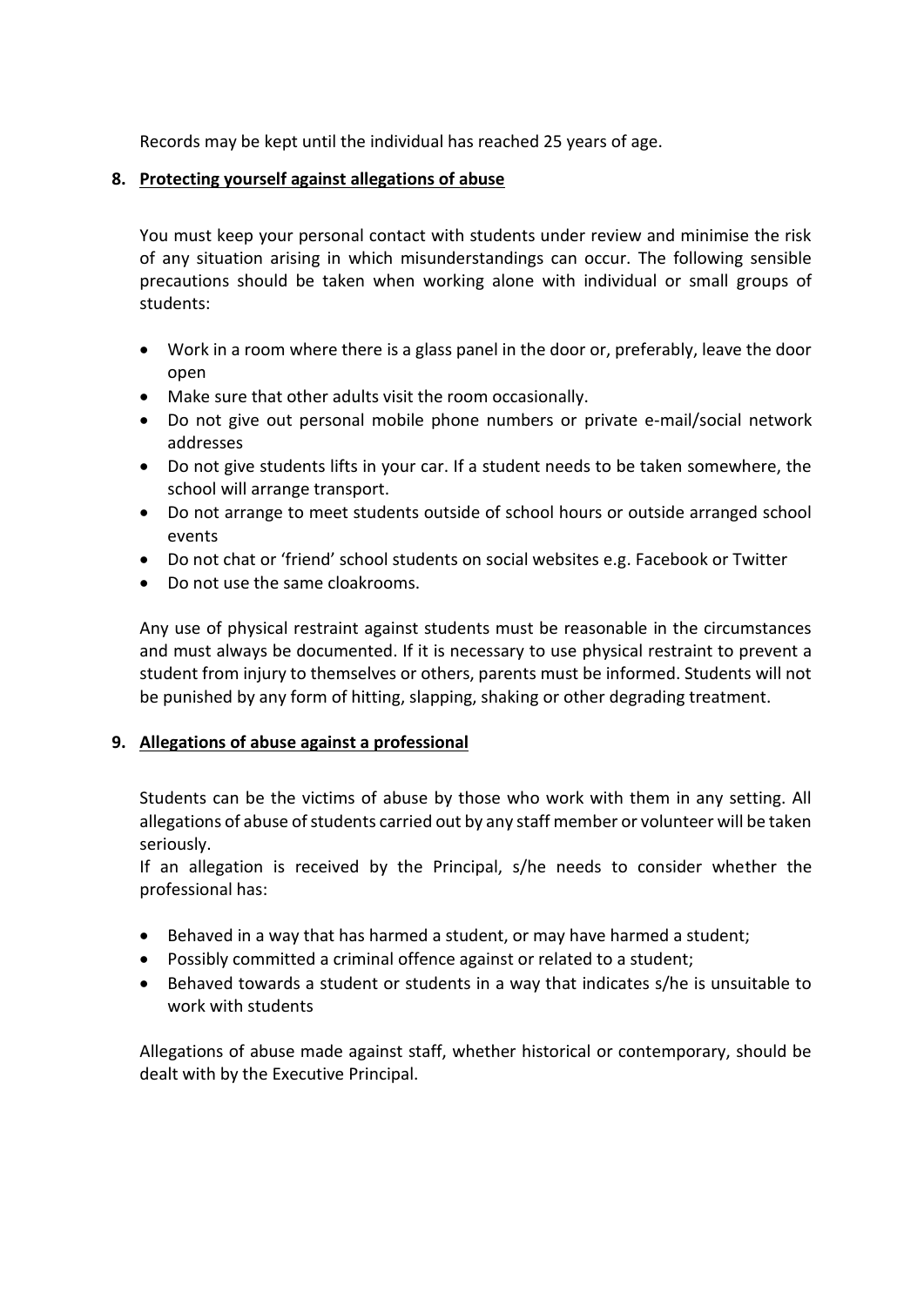Records may be kept until the individual has reached 25 years of age.

## 8. Protecting yourself against allegations of abuse

You must keep your personal contact with students under review and minimise the risk of any situation arising in which misunderstandings can occur. The following sensible precautions should be taken when working alone with individual or small groups of students:

- Work in a room where there is a glass panel in the door or, preferably, leave the door open
- Make sure that other adults visit the room occasionally.
- Do not give out personal mobile phone numbers or private e-mail/social network addresses
- Do not give students lifts in your car. If a student needs to be taken somewhere, the school will arrange transport.
- Do not arrange to meet students outside of school hours or outside arranged school events
- Do not chat or 'friend' school students on social websites e.g. Facebook or Twitter
- Do not use the same cloakrooms.

Any use of physical restraint against students must be reasonable in the circumstances and must always be documented. If it is necessary to use physical restraint to prevent a student from injury to themselves or others, parents must be informed. Students will not be punished by any form of hitting, slapping, shaking or other degrading treatment.

## 9. Allegations of abuse against a professional

Students can be the victims of abuse by those who work with them in any setting. All allegations of abuse of students carried out by any staff member or volunteer will be taken seriously.

If an allegation is received by the Principal, s/he needs to consider whether the professional has:

- Behaved in a way that has harmed a student, or may have harmed a student;
- Possibly committed a criminal offence against or related to a student;
- Behaved towards a student or students in a way that indicates s/he is unsuitable to work with students

Allegations of abuse made against staff, whether historical or contemporary, should be dealt with by the Executive Principal.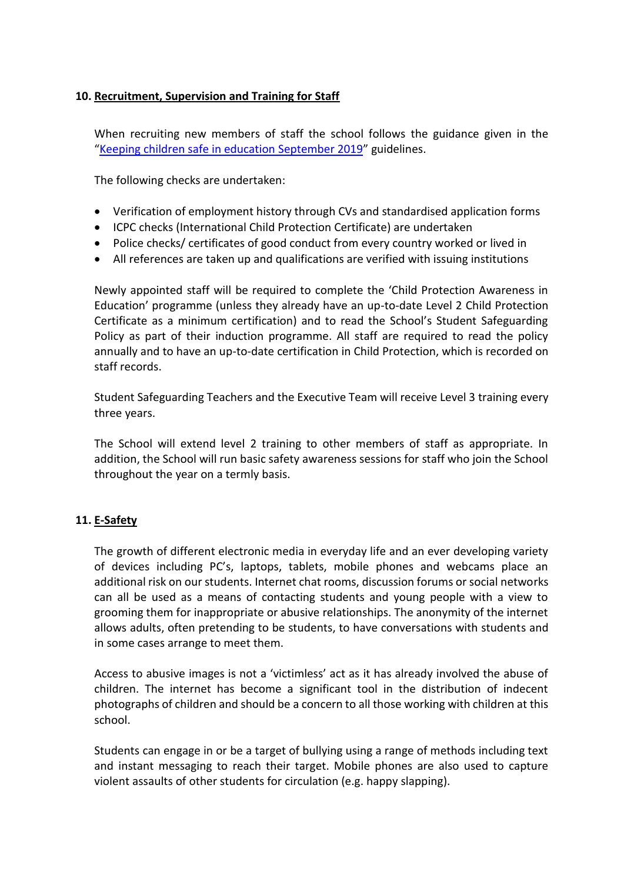## 10. Recruitment, Supervision and Training for Staff

When recruiting new members of staff the school follows the guidance given in the "[Keeping children safe in education September 2019]" guidelines.

The following checks are undertaken:

- Verification of employment history through CVs and standardised application forms
- ICPC checks (International Child Protection Certificate) are undertaken
- Police checks/ certificates of good conduct from every country worked or lived in
- All references are taken up and qualifications are verified with issuing institutions

Newly appointed staff will be required to complete the 'Child Protection Awareness in Education' programme (unless they already have an up-to-date Level 2 Child Protection Certificate as a minimum certification) and to read the School's Student Safeguarding Policy as part of their induction programme. All staff are required to read the policy annually and to have an up-to-date certification in Child Protection, which is recorded on staff records.

Student Safeguarding Teachers and the Executive Team will receive Level 3 training every three years.

The School will extend level 2 training to other members of staff as appropriate. In addition, the School will run basic safety awareness sessions for staff who join the School throughout the year on a termly basis.

## 11. E-Safety

The growth of different electronic media in everyday life and an ever developing variety of devices including PC's, laptops, tablets, mobile phones and webcams place an additional risk on our students. Internet chat rooms, discussion forums or social networks can all be used as a means of contacting students and young people with a view to grooming them for inappropriate or abusive relationships. The anonymity of the internet allows adults, often pretending to be students, to have conversations with students and in some cases arrange to meet them.

Access to abusive images is not a 'victimless' act as it has already involved the abuse of children. The internet has become a significant tool in the distribution of indecent photographs of children and should be a concern to all those working with children at this school.

Students can engage in or be a target of bullying using a range of methods including text and instant messaging to reach their target. Mobile phones are also used to capture violent assaults of other students for circulation (e.g. happy slapping).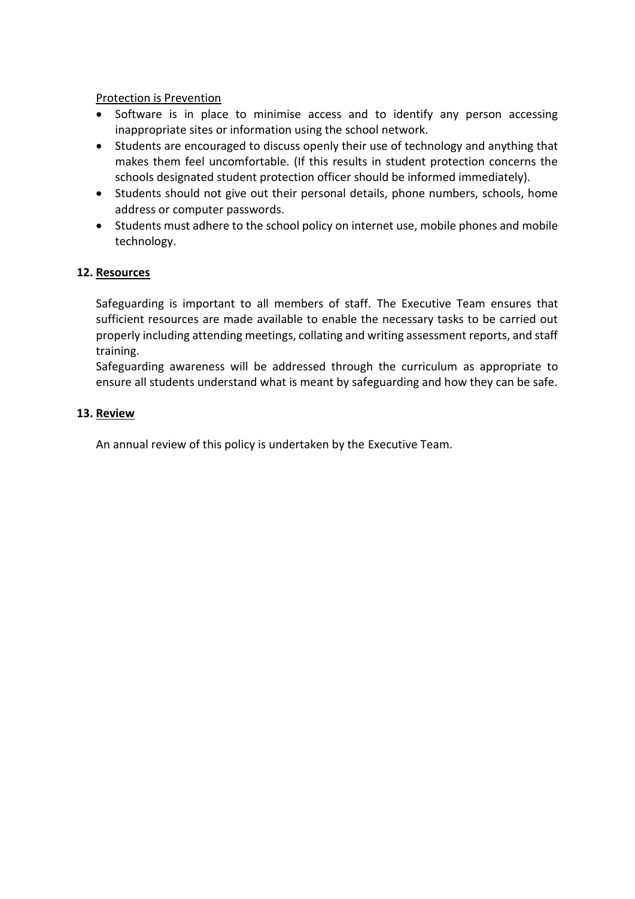Protection is Prevention

- Software is in place to minimise access and to identify any person accessing inappropriate sites or information using the school network.
- Students are encouraged to discuss openly their use of technology and anything that makes them feel uncomfortable. (If this results in student protection concerns the schools designated student protection officer should be informed immediately).
- Students should not give out their personal details, phone numbers, schools, home address or computer passwords.
- Students must adhere to the school policy on internet use, mobile phones and mobile technology.

## 12. Resources

Safeguarding is important to all members of staff. The Executive Team ensures that sufficient resources are made available to enable the necessary tasks to be carried out properly including attending meetings, collating and writing assessment reports, and staff training.

Safeguarding awareness will be addressed through the curriculum as appropriate to ensure all students understand what is meant by safeguarding and how they can be safe.

## 13. Review

An annual review of this policy is undertaken by the Executive Team.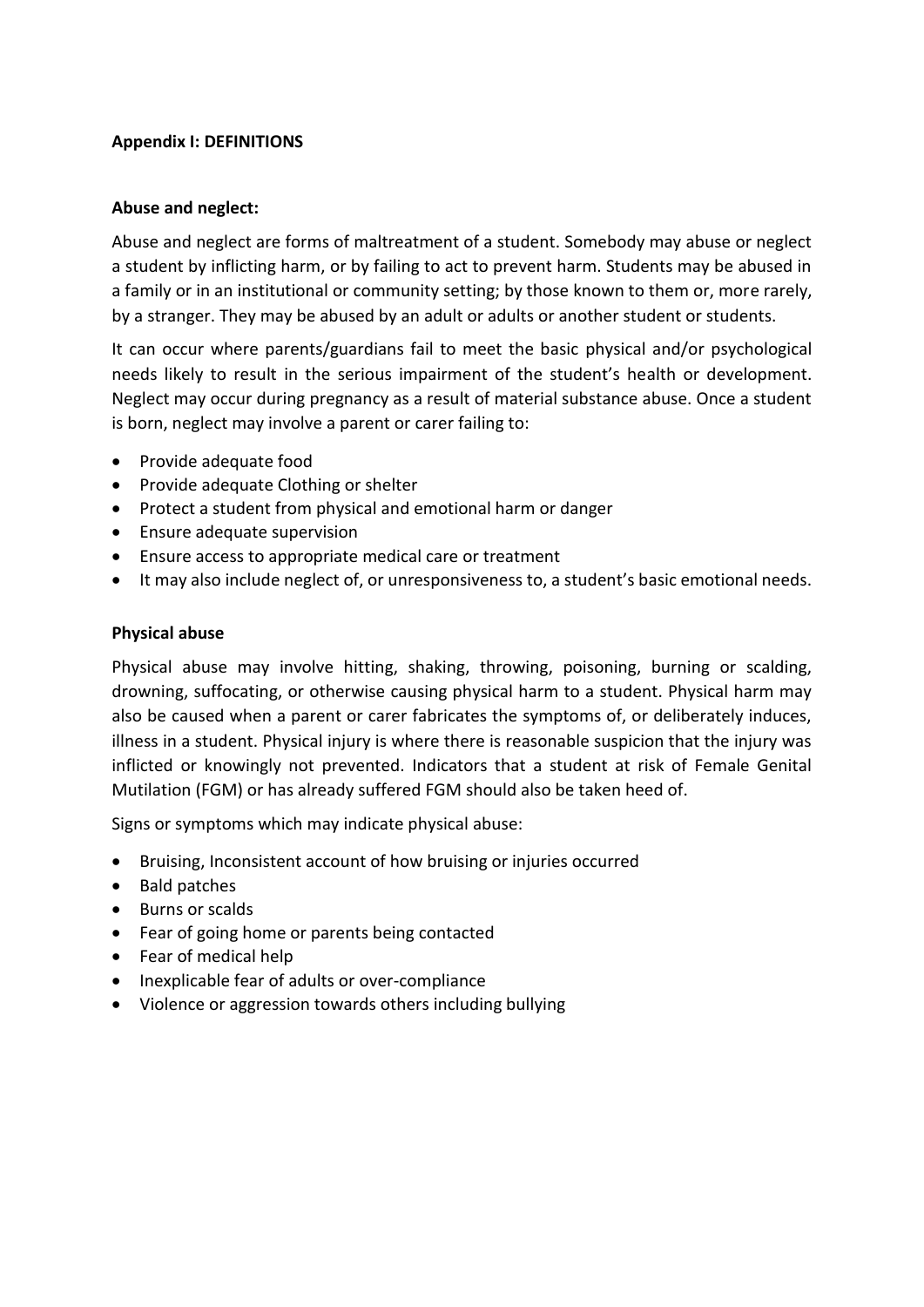**Appendix I: DEFINITIONS**

**Abuse and neglect:**

Abuse and neglect are forms of maltreatment of a student. Somebody may abuse or neglect a student by inflicting harm, or by failing to act to prevent harm. Students may be abused in a family or in an institutional or community setting; by those known to them or, more rarely, by a stranger. They may be abused by an adult or adults or another student or students.

It can occur where parents/guardians fail to meet the basic physical and/or psychological needs likely to result in the serious impairment of the student's health or development. Neglect may occur during pregnancy as a result of material substance abuse. Once a student is born, neglect may involve a parent or carer failing to:

- Provide adequate food
- Provide adequate Clothing or shelter
- Protect a student from physical and emotional harm or danger
- Ensure adequate supervision
- Ensure access to appropriate medical care or treatment
- It may also include neglect of, or unresponsiveness to, a student's basic emotional needs.

**Physical abuse**

Physical abuse may involve hitting, shaking, throwing, poisoning, burning or scalding, drowning, suffocating, or otherwise causing physical harm to a student. Physical harm may also be caused when a parent or carer fabricates the symptoms of, or deliberately induces, illness in a student. Physical injury is where there is reasonable suspicion that the injury was inflicted or knowingly not prevented. Indicators that a student at risk of Female Genital Mutilation (FGM) or has already suffered FGM should also be taken heed of.

Signs or symptoms which may indicate physical abuse:

- Bruising, Inconsistent account of how bruising or injuries occurred
- Bald patches
- Burns or scalds
- Fear of going home or parents being contacted
- Fear of medical help
- Inexplicable fear of adults or over-compliance
- Violence or aggression towards others including bullying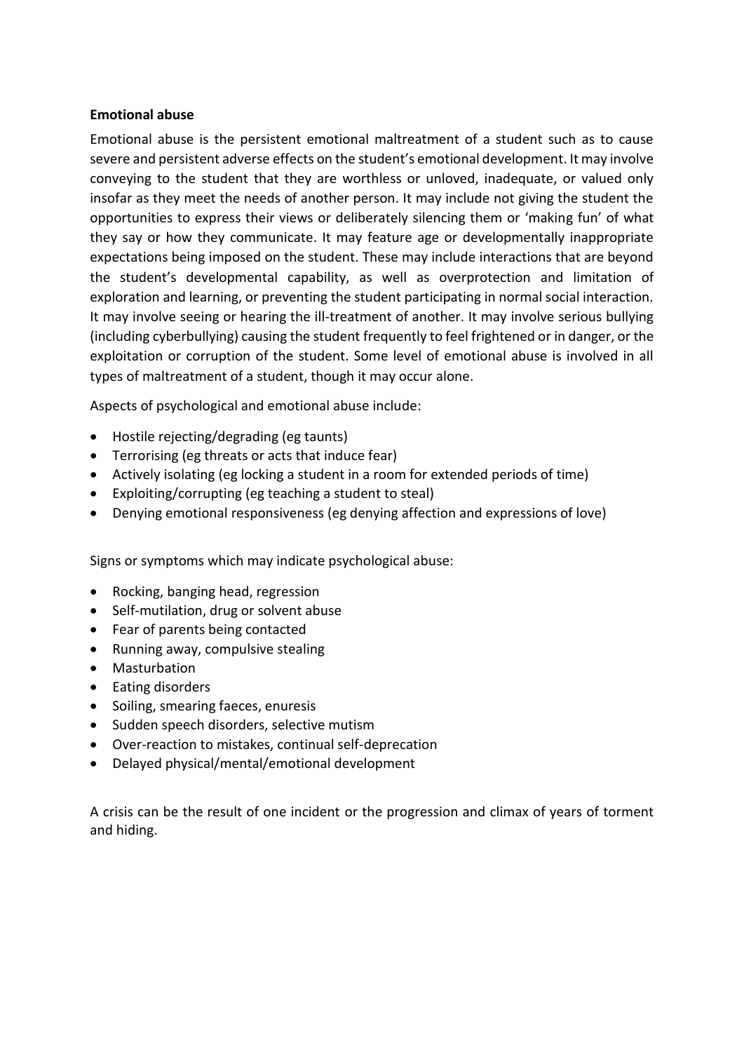**Emotional abuse**

Emotional abuse is the persistent emotional maltreatment of a student such as to cause severe and persistent adverse effects on the student's emotional development. It may involve conveying to the student that they are worthless or unloved, inadequate, or valued only insofar as they meet the needs of another person. It may include not giving the student the opportunities to express their views or deliberately silencing them or 'making fun' of what they say or how they communicate. It may feature age or developmentally inappropriate expectations being imposed on the student. These may include interactions that are beyond the student's developmental capability, as well as overprotection and limitation of exploration and learning, or preventing the student participating in normal social interaction. It may involve seeing or hearing the ill-treatment of another. It may involve serious bullying (including cyberbullying) causing the student frequently to feel frightened or in danger, or the exploitation or corruption of the student. Some level of emotional abuse is involved in all types of maltreatment of a student, though it may occur alone.

Aspects of psychological and emotional abuse include:

- Hostile rejecting/degrading (eg taunts)
- Terrorising (eg threats or acts that induce fear)
- Actively isolating (eg locking a student in a room for extended periods of time)
- Exploiting/corrupting (eg teaching a student to steal)
- Denying emotional responsiveness (eg denying affection and expressions of love)

Signs or symptoms which may indicate psychological abuse:

- Rocking, banging head, regression
- Self-mutilation, drug or solvent abuse
- Fear of parents being contacted
- Running away, compulsive stealing
- Masturbation
- Eating disorders
- Soiling, smearing faeces, enuresis
- Sudden speech disorders, selective mutism
- Over-reaction to mistakes, continual self-deprecation
- Delayed physical/mental/emotional development

A crisis can be the result of one incident or the progression and climax of years of torment and hiding.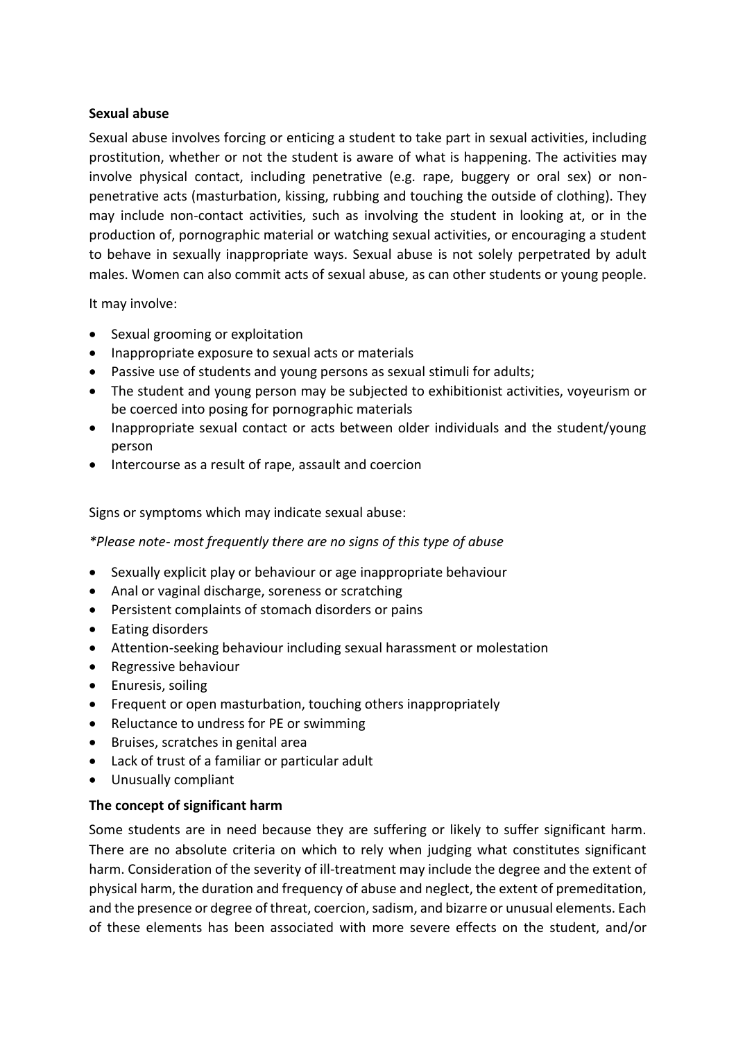**Sexual abuse**

Sexual abuse involves forcing or enticing a student to take part in sexual activities, including prostitution, whether or not the student is aware of what is happening. The activities may involve physical contact, including penetrative (e.g. rape, buggery or oral sex) or non-penetrative acts (masturbation, kissing, rubbing and touching the outside of clothing). They may include non-contact activities, such as involving the student in looking at, or in the production of, pornographic material or watching sexual activities, or encouraging a student to behave in sexually inappropriate ways. Sexual abuse is not solely perpetrated by adult males. Women can also commit acts of sexual abuse, as can other students or young people.

It may involve:

- Sexual grooming or exploitation
- Inappropriate exposure to sexual acts or materials
- Passive use of students and young persons as sexual stimuli for adults;
- The student and young person may be subjected to exhibitionist activities, voyeurism or be coerced into posing for pornographic materials
- Inappropriate sexual contact or acts between older individuals and the student/young person
- Intercourse as a result of rape, assault and coercion

Signs or symptoms which may indicate sexual abuse:

*\*Please note- most frequently there are no signs of this type of abuse*

- Sexually explicit play or behaviour or age inappropriate behaviour
- Anal or vaginal discharge, soreness or scratching
- Persistent complaints of stomach disorders or pains
- Eating disorders
- Attention-seeking behaviour including sexual harassment or molestation
- Regressive behaviour
- Enuresis, soiling
- Frequent or open masturbation, touching others inappropriately
- Reluctance to undress for PE or swimming
- Bruises, scratches in genital area
- Lack of trust of a familiar or particular adult
- Unusually compliant

**The concept of significant harm**

Some students are in need because they are suffering or likely to suffer significant harm. There are no absolute criteria on which to rely when judging what constitutes significant harm. Consideration of the severity of ill-treatment may include the degree and the extent of physical harm, the duration and frequency of abuse and neglect, the extent of premeditation, and the presence or degree of threat, coercion, sadism, and bizarre or unusual elements. Each of these elements has been associated with more severe effects on the student, and/or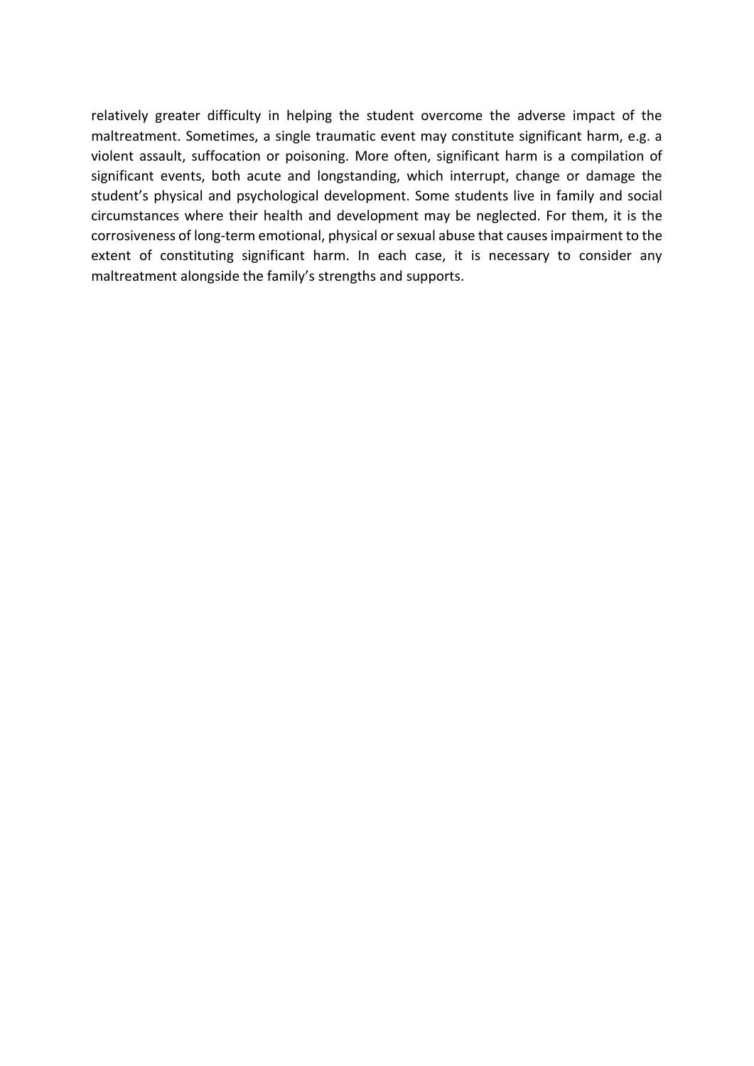relatively greater difficulty in helping the student overcome the adverse impact of the maltreatment. Sometimes, a single traumatic event may constitute significant harm, e.g. a violent assault, suffocation or poisoning. More often, significant harm is a compilation of significant events, both acute and longstanding, which interrupt, change or damage the student's physical and psychological development. Some students live in family and social circumstances where their health and development may be neglected. For them, it is the corrosiveness of long-term emotional, physical or sexual abuse that causes impairment to the extent of constituting significant harm. In each case, it is necessary to consider any maltreatment alongside the family's strengths and supports.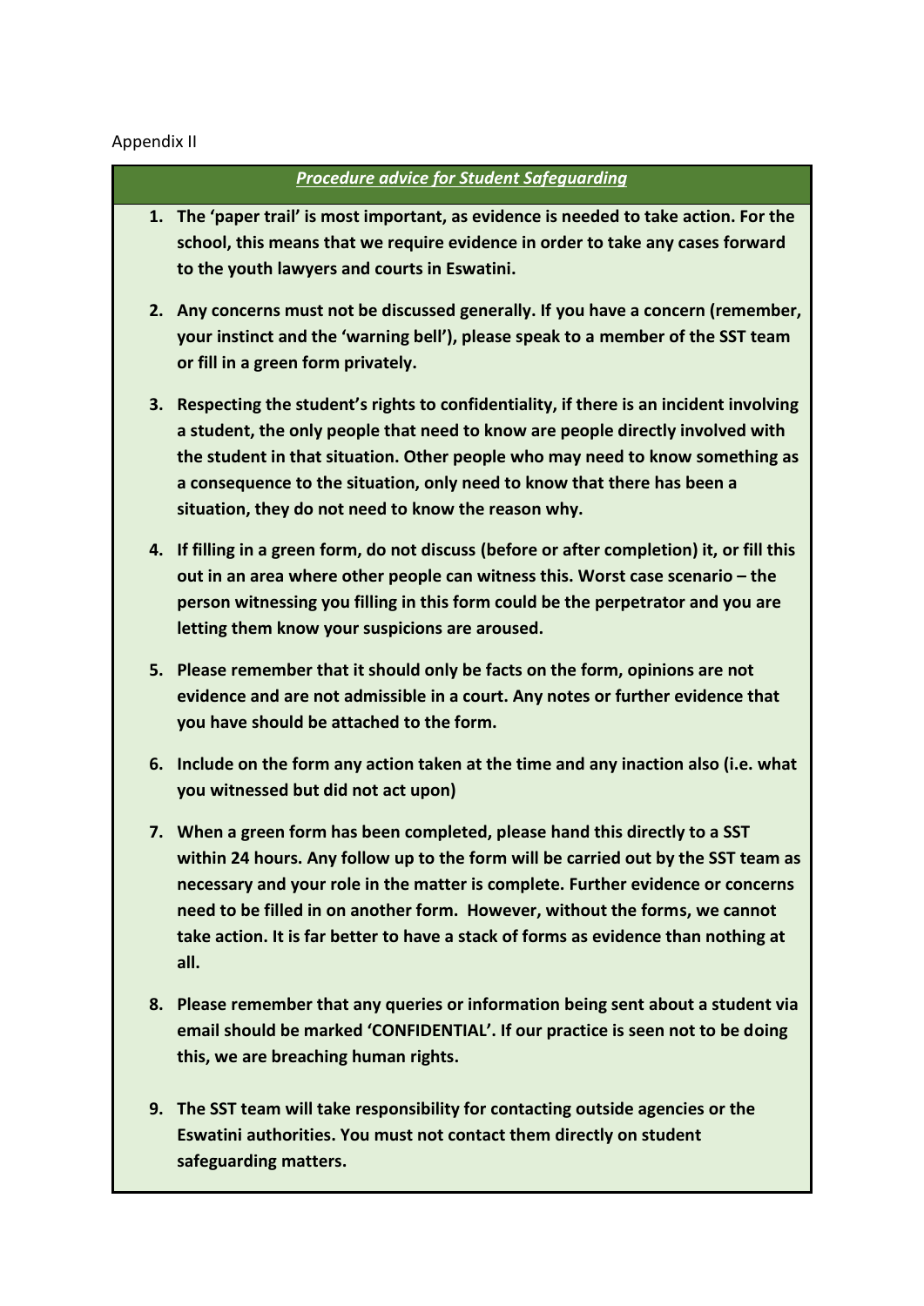Appendix II

## ***Procedure advice for Student Safeguarding***

1. **The 'paper trail' is most important, as evidence is needed to take action. For the school, this means that we require evidence in order to take any cases forward to the youth lawyers and courts in Eswatini.**

2. **Any concerns must not be discussed generally. If you have a concern (remember, your instinct and the 'warning bell'), please speak to a member of the SST team or fill in a green form privately.**

3. **Respecting the student's rights to confidentiality, if there is an incident involving a student, the only people that need to know are people directly involved with the student in that situation. Other people who may need to know something as a consequence to the situation, only need to know that there has been a situation, they do not need to know the reason why.**

4. **If filling in a green form, do not discuss (before or after completion) it, or fill this out in an area where other people can witness this. Worst case scenario – the person witnessing you filling in this form could be the perpetrator and you are letting them know your suspicions are aroused.**

5. **Please remember that it should only be facts on the form, opinions are not evidence and are not admissible in a court. Any notes or further evidence that you have should be attached to the form.**

6. **Include on the form any action taken at the time and any inaction also (i.e. what you witnessed but did not act upon)**

7. **When a green form has been completed, please hand this directly to a SST within 24 hours. Any follow up to the form will be carried out by the SST team as necessary and your role in the matter is complete. Further evidence or concerns need to be filled in on another form. However, without the forms, we cannot take action. It is far better to have a stack of forms as evidence than nothing at all.**

8. **Please remember that any queries or information being sent about a student via email should be marked 'CONFIDENTIAL'. If our practice is seen not to be doing this, we are breaching human rights.**

9. **The SST team will take responsibility for contacting outside agencies or the Eswatini authorities. You must not contact them directly on student safeguarding matters.**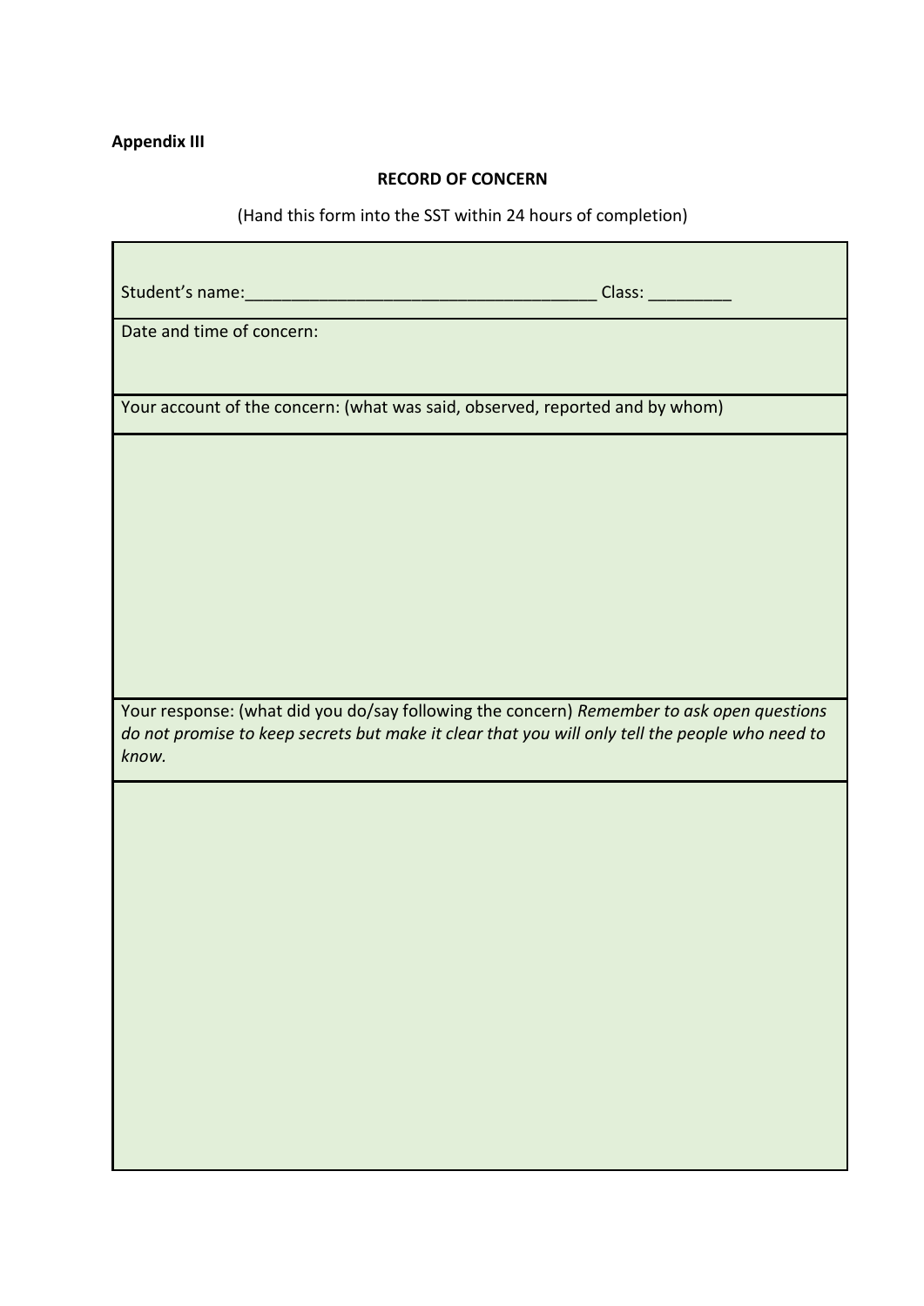**Appendix III**

**RECORD OF CONCERN**

(Hand this form into the SST within 24 hours of completion)

| Student's name:\_\_\_\_\_\_\_\_\_\_\_\_\_\_\_\_\_\_\_\_\_\_\_\_\_\_\_\_\_\_\_\_\_\_\_\_\_\_ Class: \_\_\_\_\_\_\_\_\_ |
|---|
| Date and time of concern: |
| Your account of the concern: (what was said, observed, reported and by whom) |
| |
| Your response: (what did you do/say following the concern) *Remember to ask open questions do not promise to keep secrets but make it clear that you will only tell the people who need to know.* |
| |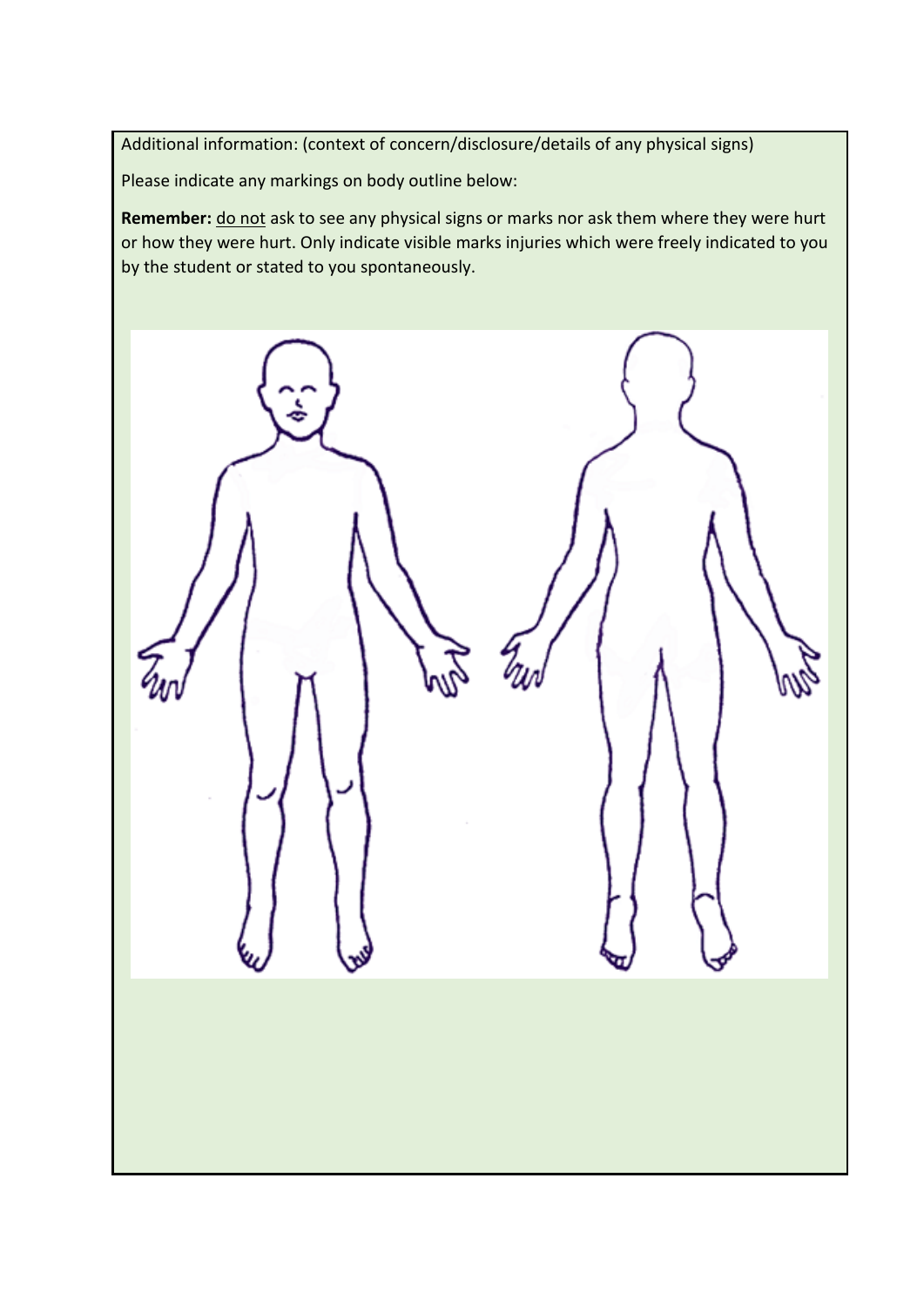Additional information: (context of concern/disclosure/details of any physical signs)

Please indicate any markings on body outline below:

**Remember:** <u>do not</u> ask to see any physical signs or marks nor ask them where they were hurt or how they were hurt. Only indicate visible marks injuries which were freely indicated to you by the student or stated to you spontaneously.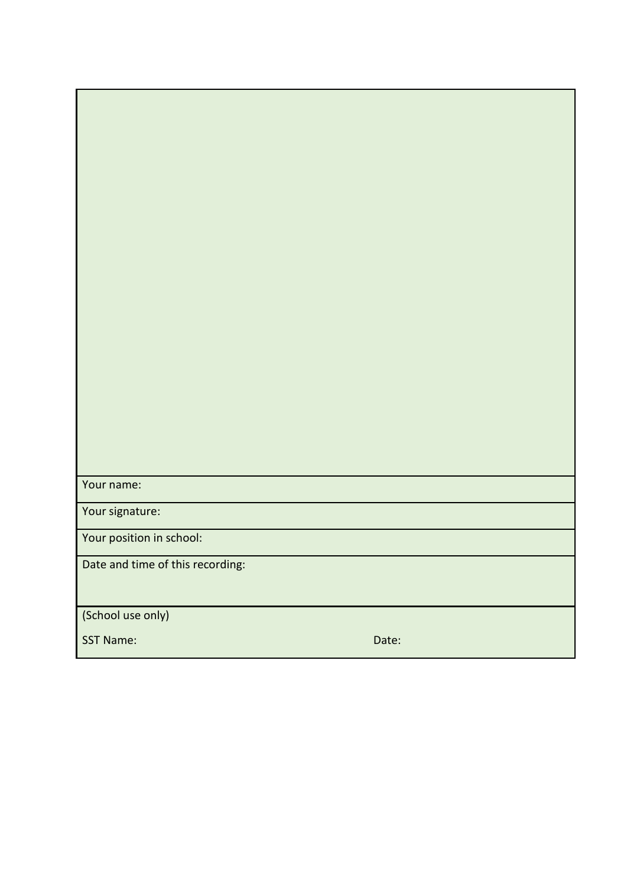| |
|---|
| |
| Your name: |
| Your signature: |
| Your position in school: |
| Date and time of this recording: |
| (School use only)<br><br>SST Name: Date: |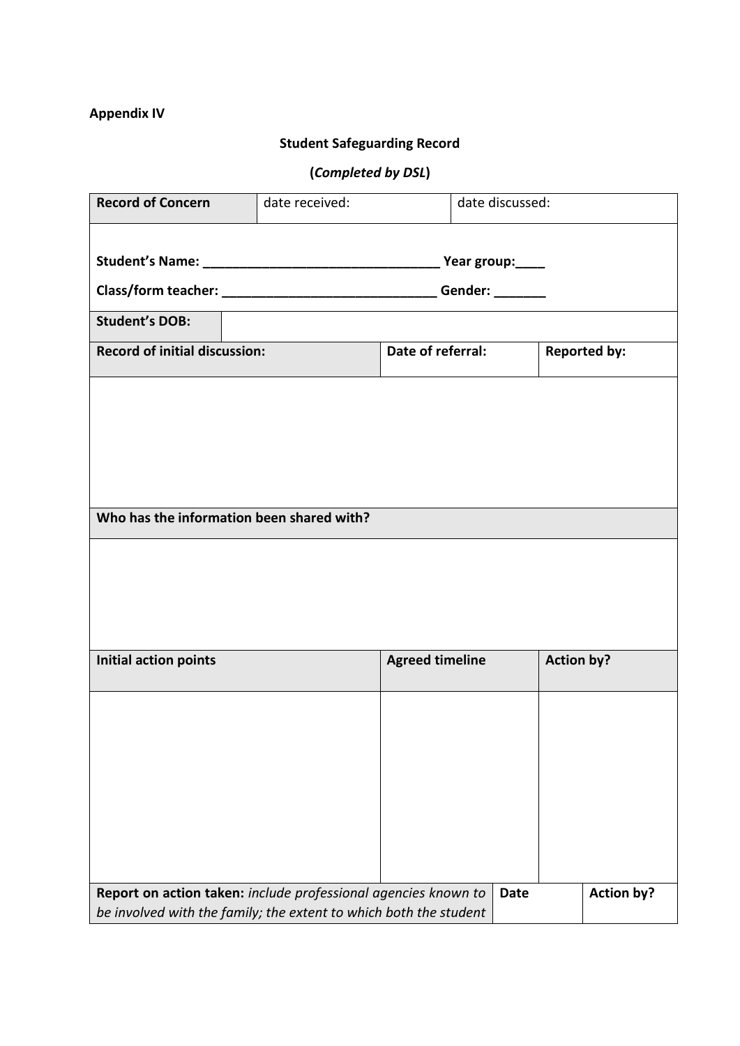**Appendix IV**

**Student Safeguarding Record**

**(*Completed by DSL*)**

| **Record of Concern** | date received: | date discussed: |
|---|---|---|

**Student's Name:** ________________________________ **Year group:**____

**Class/form teacher:** _____________________________ **Gender:** _______

| **Student's DOB:** | |
|---|---|

| **Record of initial discussion:** | **Date of referral:** | **Reported by:** |
|---|---|---|
| | | |

| **Who has the information been shared with?** |
|---|
| |

| **Initial action points** | **Agreed timeline** | **Action by?** |
|---|---|---|
| | | |

| **Report on action taken:** *include professional agencies known to be involved with the family; the extent to which both the student* | **Date** | **Action by?** |
|---|---|---|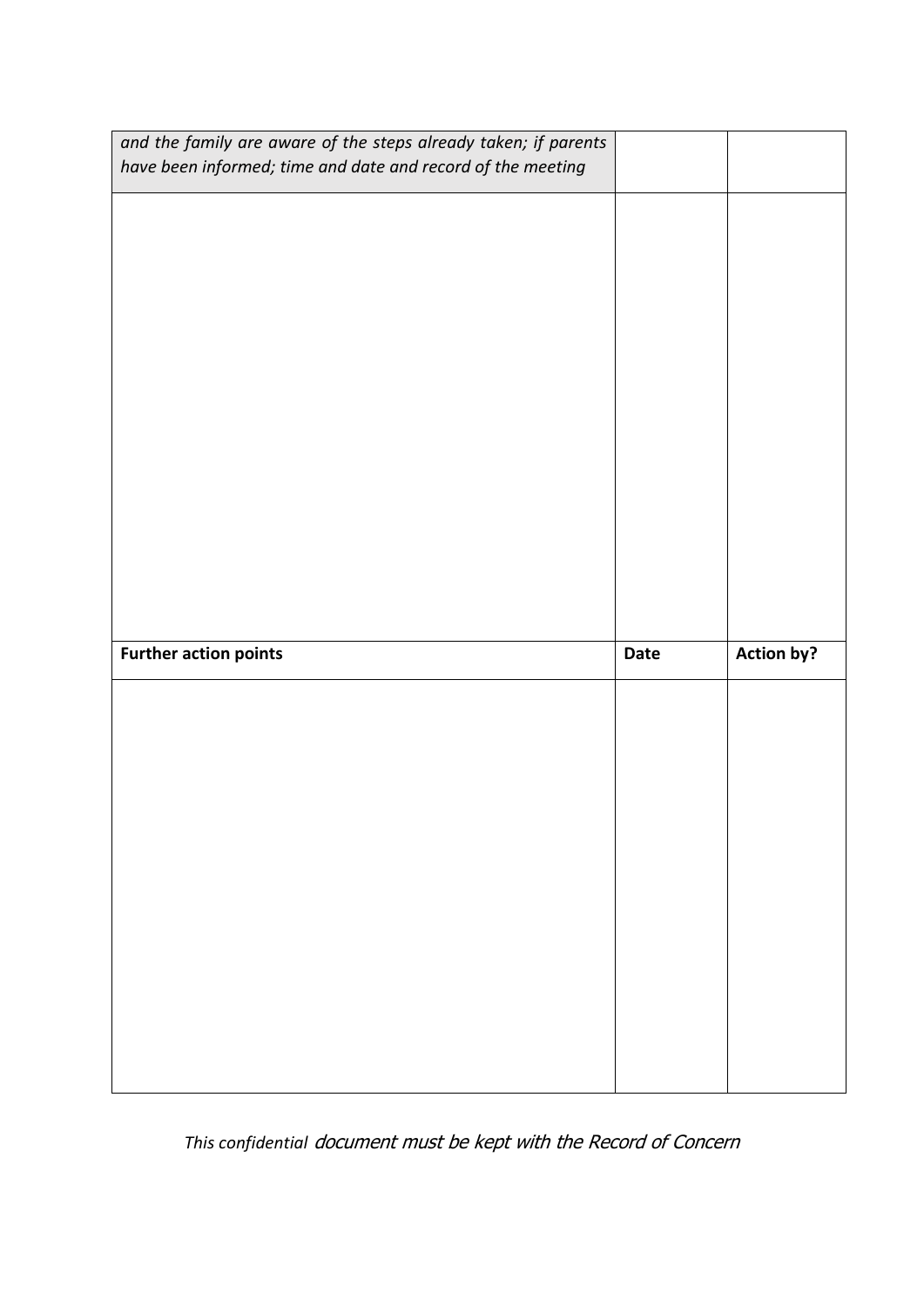| | | |
|---|---|---|
| *and the family are aware of the steps already taken; if parents have been informed; time and date and record of the meeting* | | |
| | | |
| **Further action points** | **Date** | **Action by?** |
| | | |

*This confidential document must be kept with the Record of Concern*